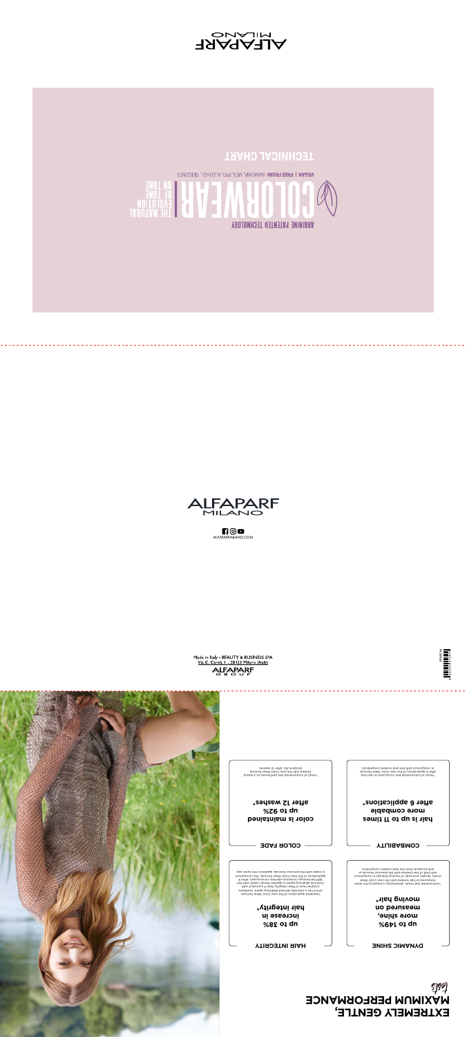ALFAPARF MILANO

# COLORWEAR

ARGININE PATENTED TECHNOLOGY

THE NATURAL EVOLUTION OF TONE ON TONE

VEGAN | FREE FROM: AMMONIA, MEA, PPD, ALCOHOL, SILICONES

## TECHNICAL CHART

ALFAPARF MILANO

ALFAPARFMILANO.COM

Made in Italy - BEAUTY & BUSINESS SPA
Via C. Cantù, 1 - 20123 Milano (Italy)

ALFAPARF GROUP

## EXTREMELY GENTLE, MAXIMUM PERFORMANCE

### DYNAMIC SHINE

**up to 149% more shine, measured on moving hair***

*Instrumental test result, obtained by comparing the shine measured on hair treated with the new Color Wear formula (roots, lengths and ends of mixed strands) in comparison with that of hair treated with the previous formula or with products from the best market competitors.

### HAIR INTEGRITY

**up to 38% increase in hair integrity***

*Repeated application of the new Color Wear formula, which has a clinically-derived vitalizing agent, maintains a higher level of hair integrity than if a product with chemical oxidizing agent is applied. Result visible with the application of the new Color Wear formula. The comparison is made with the previous formula, applied in the same way.

### COMBABILITY

**hair is up to 11 times more combable after 6 applications***

*Result of instrumental test conducted on wet hair after 6 applications of the new Color Wear formula, in comparison with the best market competitors.

### COLOR FADE

**color is maintained up to 92% after 12 washes***

*Result of instrumental test performed on a strand treated with the new Color Wear formula (shade 6.25), after 12 washes.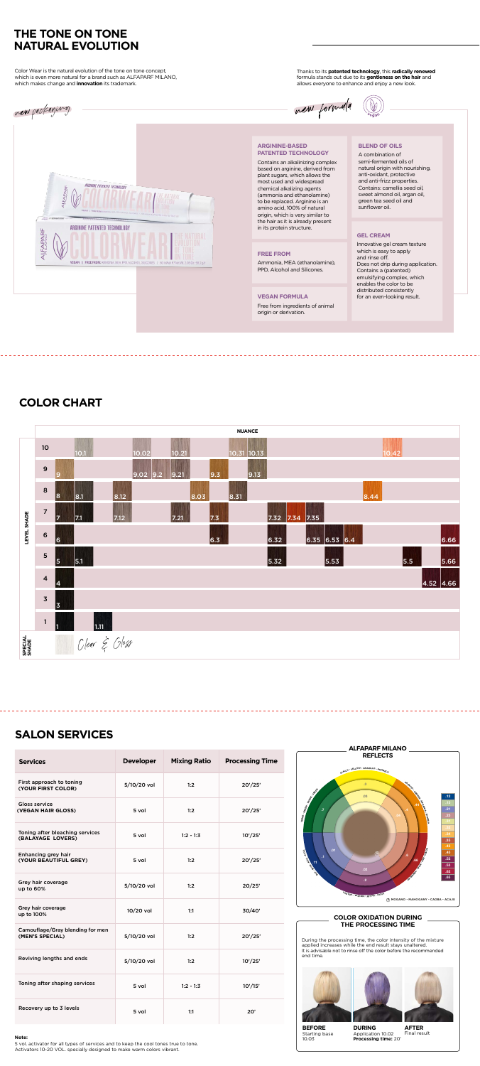# THE TONE ON TONE NATURAL EVOLUTION

Color Wear is the natural evolution of the tone on tone concept, which is even more natural for a brand such as ALFAPARF MILANO, which makes change and **innovation** its trademark.

Thanks to its **patented technology**, this **radically renewed** formula stands out due to its **gentleness on the hair** and allows everyone to enhance and enjoy a new look.

*new packaging*

*new formula*

vegan

### ARGININE-BASED PATENTED TECHNOLOGY

Contains an alkalinizing complex based on arginine, derived from plant sugars, which allows the most used and widespread chemical alkalizing agents (ammonia and ethanolamine) to be replaced. Arginine is an amino acid, 100% of natural origin, which is very similar to the hair as it is already present in its protein structure.

### FREE FROM

Ammonia, MEA (ethanolamine), PPD, Alcohol and Silicones.

### VEGAN FORMULA

Free from ingredients of animal origin or derivation.

### BLEND OF OILS

A combination of semi-fermented oils of natural origin with nourishing, anti-oxidant, protective and anti-frizz properties. Contains: camellia seed oil, sweet almond oil, argan oil, green tea seed oil and sunflower oil.

### GEL CREAM

Innovative gel cream texture which is easy to apply and rinse off.
Does not drip during application.
Contains a (patented) emulsifying complex, which enables the color to be distributed consistently for an even-looking result.

## COLOR CHART

NUANCE

LEVEL SHADE

10: 10.1, 10.02, 10.21, 10.31, 10.13, 10.42
9: 9, 9.02, 9.2, 9.21, 9.3, 9.13
8: 8, 8.1, 8.12, 8.03, 8.31, 8.44
7: 7, 7.1, 7.12, 7.21, 7.3, 7.32, 7.34, 7.35
6: 6, 6.3, 6.32, 6.35, 6.53, 6.4, 6.66
5: 5, 5.1, 5.32, 5.53, 5.5, 5.66
4: 4, 4.52, 4.66
3: 3
1: 1, 1.11

SPECIAL SHADE: Clear & Gloss

## SALON SERVICES

| Services | Developer | Mixing Ratio | Processing Time |
|---|---|---|---|
| First approach to toning (YOUR FIRST COLOR) | 5/10/20 vol | 1:2 | 20'/25' |
| Gloss service (VEGAN HAIR GLOSS) | 5 vol | 1:2 | 20'/25' |
| Toning after bleaching services (BALAYAGE LOVERS) | 5 vol | 1:2 - 1:3 | 10'/25' |
| Enhancing grey hair (YOUR BEAUTIFUL GREY) | 5 vol | 1:2 | 20'/25' |
| Grey hair coverage up to 60% | 5/10/20 vol | 1:2 | 20/25' |
| Grey hair coverage up to 100% | 10/20 vol | 1:1 | 30/40' |
| Camouflage/Gray blending for men (MEN'S SPECIAL) | 5/10/20 vol | 1:2 | 20'/25' |
| Reviving lengths and ends | 5/10/20 vol | 1:2 | 10'/25' |
| Toning after shaping services | 5 vol | 1:2 - 1:3 | 10'/15' |
| Recovery up to 3 levels | 5 vol | 1:1 | 20' |

**Note:**
5 vol. activator for all types of services and to keep the cool tones true to tone.
Activators 10-20 VOL. specially designed to make warm colors vibrant.

### ALFAPARF MILANO REFLECTS

(5) MOGANO - MAHOGANY - CAOBA - ACAJU

### COLOR OXIDATION DURING THE PROCESSING TIME

During the processing time, the color intensity of the mixture applied increases while the end result stays unaltered.
It is advisable not to rinse off the color before the recommended end time.

**BEFORE** Starting base 10.03

**DURING** Application 10.02 **Processing time:** 20'

**AFTER** Final result